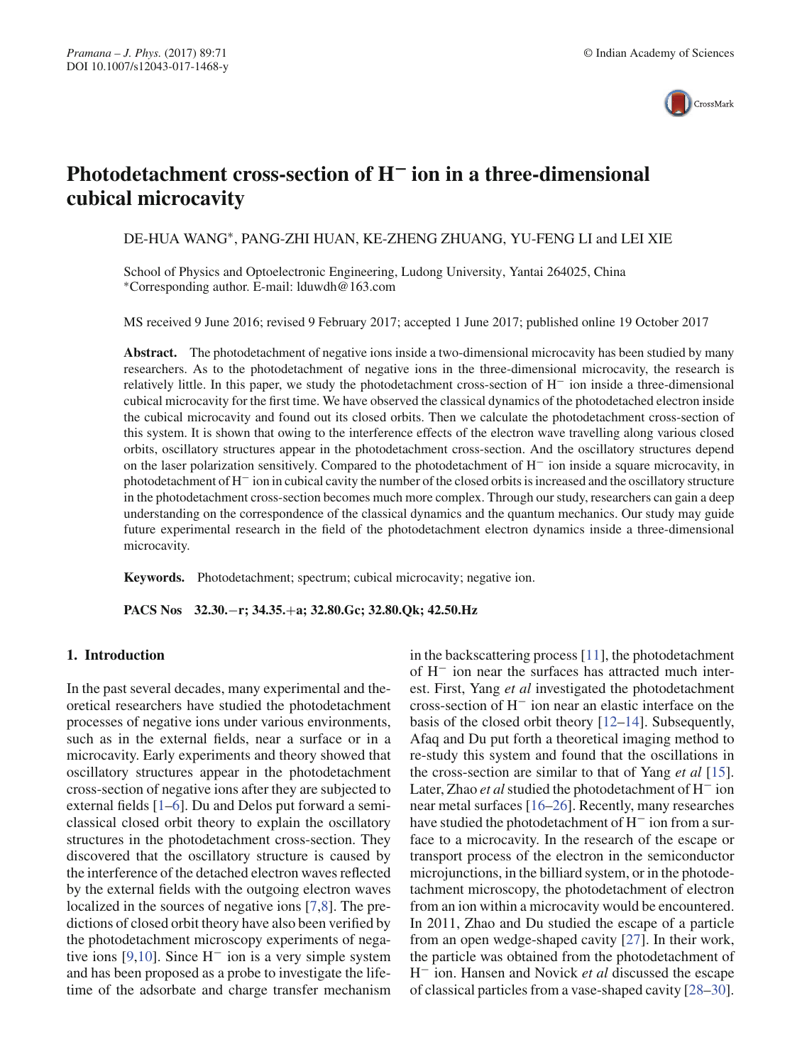# Photodetachment cross-section of $H^-$ ion in a three-dimensional cubical microcavity

DE-HUA WANG*, PANG-ZHI HUAN, KE-ZHENG ZHUANG, YU-FENG LI and LEI XIE

School of Physics and Optoelectronic Engineering, Ludong University, Yantai 264025, China
*Corresponding author. E-mail: lduwdh@163.com

MS received 9 June 2016; revised 9 February 2017; accepted 1 June 2017; published online 19 October 2017

**Abstract.** The photodetachment of negative ions inside a two-dimensional microcavity has been studied by many researchers. As to the photodetachment of negative ions in the three-dimensional microcavity, the research is relatively little. In this paper, we study the photodetachment cross-section of $H^-$ ion inside a three-dimensional cubical microcavity for the first time. We have observed the classical dynamics of the photodetached electron inside the cubical microcavity and found out its closed orbits. Then we calculate the photodetachment cross-section of this system. It is shown that owing to the interference effects of the electron wave travelling along various closed orbits, oscillatory structures appear in the photodetachment cross-section. And the oscillatory structures depend on the laser polarization sensitively. Compared to the photodetachment of $H^-$ ion inside a square microcavity, in photodetachment of $H^-$ ion in cubical cavity the number of the closed orbits is increased and the oscillatory structure in the photodetachment cross-section becomes much more complex. Through our study, researchers can gain a deep understanding on the correspondence of the classical dynamics and the quantum mechanics. Our study may guide future experimental research in the field of the photodetachment electron dynamics inside a three-dimensional microcavity.

**Keywords.** Photodetachment; spectrum; cubical microcavity; negative ion.

**PACS Nos** 32.30.−r; 34.35.+a; 32.80.Gc; 32.80.Qk; 42.50.Hz

## 1. Introduction

In the past several decades, many experimental and theoretical researchers have studied the photodetachment processes of negative ions under various environments, such as in the external fields, near a surface or in a microcavity. Early experiments and theory showed that oscillatory structures appear in the photodetachment cross-section of negative ions after they are subjected to external fields [1–6]. Du and Delos put forward a semiclassical closed orbit theory to explain the oscillatory structures in the photodetachment cross-section. They discovered that the oscillatory structure is caused by the interference of the detached electron waves reflected by the external fields with the outgoing electron waves localized in the sources of negative ions [7,8]. The predictions of closed orbit theory have also been verified by the photodetachment microscopy experiments of negative ions [9,10]. Since $H^-$ ion is a very simple system and has been proposed as a probe to investigate the lifetime of the adsorbate and charge transfer mechanism in the backscattering process [11], the photodetachment of $H^-$ ion near the surfaces has attracted much interest. First, Yang *et al* investigated the photodetachment cross-section of $H^-$ ion near an elastic interface on the basis of the closed orbit theory [12–14]. Subsequently, Afaq and Du put forth a theoretical imaging method to re-study this system and found that the oscillations in the cross-section are similar to that of Yang *et al* [15]. Later, Zhao *et al* studied the photodetachment of $H^-$ ion near metal surfaces [16–26]. Recently, many researches have studied the photodetachment of $H^-$ ion from a surface to a microcavity. In the research of the escape or transport process of the electron in the semiconductor microjunctions, in the billiard system, or in the photodetachment microscopy, the photodetachment of electron from an ion within a microcavity would be encountered. In 2011, Zhao and Du studied the escape of a particle from an open wedge-shaped cavity [27]. In their work, the particle was obtained from the photodetachment of $H^-$ ion. Hansen and Novick *et al* discussed the escape of classical particles from a vase-shaped cavity [28–30].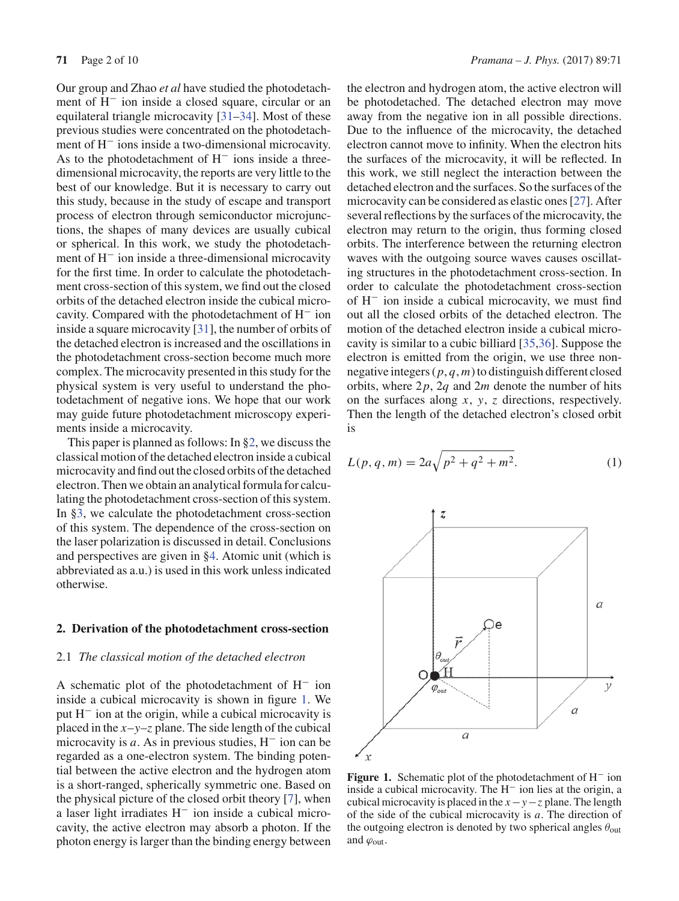Our group and Zhao *et al* have studied the photodetachment of $H^-$ ion inside a closed square, circular or an equilateral triangle microcavity [31–34]. Most of these previous studies were concentrated on the photodetachment of $H^-$ ions inside a two-dimensional microcavity. As to the photodetachment of $H^-$ ions inside a three-dimensional microcavity, the reports are very little to the best of our knowledge. But it is necessary to carry out this study, because in the study of escape and transport process of electron through semiconductor microjunctions, the shapes of many devices are usually cubical or spherical. In this work, we study the photodetachment of $H^-$ ion inside a three-dimensional microcavity for the first time. In order to calculate the photodetachment cross-section of this system, we find out the closed orbits of the detached electron inside the cubical microcavity. Compared with the photodetachment of $H^-$ ion inside a square microcavity [31], the number of orbits of the detached electron is increased and the oscillations in the photodetachment cross-section become much more complex. The microcavity presented in this study for the physical system is very useful to understand the photodetachment of negative ions. We hope that our work may guide future photodetachment microscopy experiments inside a microcavity.

This paper is planned as follows: In §2, we discuss the classical motion of the detached electron inside a cubical microcavity and find out the closed orbits of the detached electron. Then we obtain an analytical formula for calculating the photodetachment cross-section of this system. In §3, we calculate the photodetachment cross-section of this system. The dependence of the cross-section on the laser polarization is discussed in detail. Conclusions and perspectives are given in §4. Atomic unit (which is abbreviated as a.u.) is used in this work unless indicated otherwise.

## 2. Derivation of the photodetachment cross-section

### 2.1 *The classical motion of the detached electron*

A schematic plot of the photodetachment of $H^-$ ion inside a cubical microcavity is shown in figure 1. We put $H^-$ ion at the origin, while a cubical microcavity is placed in the $x$–$y$–$z$ plane. The side length of the cubical microcavity is $a$. As in previous studies, $H^-$ ion can be regarded as a one-electron system. The binding potential between the active electron and the hydrogen atom is a short-ranged, spherically symmetric one. Based on the physical picture of the closed orbit theory [7], when a laser light irradiates $H^-$ ion inside a cubical microcavity, the active electron may absorb a photon. If the photon energy is larger than the binding energy between the electron and hydrogen atom, the active electron will be photodetached. The detached electron may move away from the negative ion in all possible directions. Due to the influence of the microcavity, the detached electron cannot move to infinity. When the electron hits the surfaces of the microcavity, it will be reflected. In this work, we still neglect the interaction between the detached electron and the surfaces. So the surfaces of the microcavity can be considered as elastic ones [27]. After several reflections by the surfaces of the microcavity, the electron may return to the origin, thus forming closed orbits. The interference between the returning electron waves with the outgoing source waves causes oscillating structures in the photodetachment cross-section. In order to calculate the photodetachment cross-section of $H^-$ ion inside a cubical microcavity, we must find out all the closed orbits of the detached electron. The motion of the detached electron inside a cubical microcavity is similar to a cubic billiard [35,36]. Suppose the electron is emitted from the origin, we use three non-negative integers $(p, q, m)$ to distinguish different closed orbits, where $2p$, $2q$ and $2m$ denote the number of hits on the surfaces along $x$, $y$, $z$ directions, respectively. Then the length of the detached electron's closed orbit is

$$L(p, q, m) = 2a\sqrt{p^2 + q^2 + m^2}. \tag{1}$$

**Figure 1.** Schematic plot of the photodetachment of $H^-$ ion inside a cubical microcavity. The $H^-$ ion lies at the origin, a cubical microcavity is placed in the $x-y-z$ plane. The length of the side of the cubical microcavity is $a$. The direction of the outgoing electron is denoted by two spherical angles $\theta_{out}$ and $\varphi_{out}$.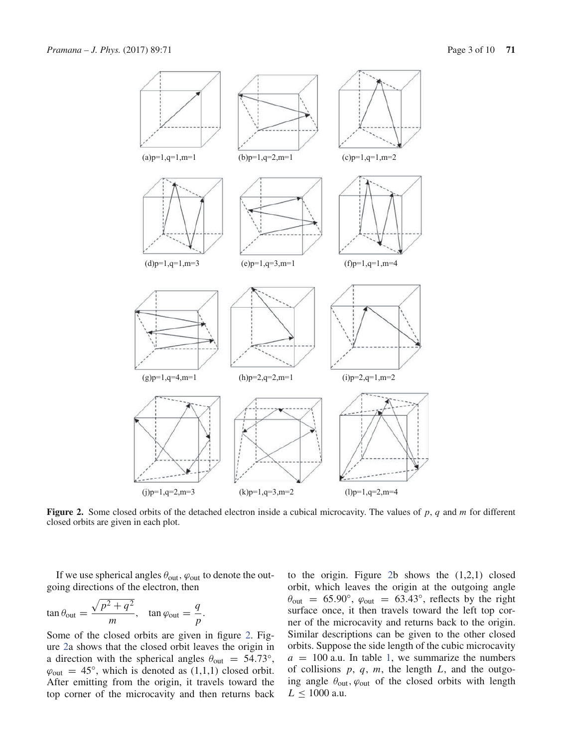(a)p=1,q=1,m=1 (b)p=1,q=2,m=1 (c)p=1,q=1,m=2

(d)p=1,q=1,m=3 (e)p=1,q=3,m=1 (f)p=1,q=1,m=4

(g)p=1,q=4,m=1 (h)p=2,q=2,m=1 (i)p=2,q=1,m=2

(j)p=1,q=2,m=3 (k)p=1,q=3,m=2 (l)p=1,q=2,m=4

**Figure 2.** Some closed orbits of the detached electron inside a cubical microcavity. The values of $p$, $q$ and $m$ for different closed orbits are given in each plot.

If we use spherical angles $\theta_{\text{out}}, \varphi_{\text{out}}$ to denote the outgoing directions of the electron, then

$$\tan\theta_{\text{out}} = \frac{\sqrt{p^2+q^2}}{m}, \quad \tan\varphi_{\text{out}} = \frac{q}{p}.$$

Some of the closed orbits are given in figure 2. Figure 2a shows that the closed orbit leaves the origin in a direction with the spherical angles $\theta_{\text{out}} = 54.73°$, $\varphi_{\text{out}} = 45°$, which is denoted as (1,1,1) closed orbit. After emitting from the origin, it travels toward the top corner of the microcavity and then returns back to the origin. Figure 2b shows the (1,2,1) closed orbit, which leaves the origin at the outgoing angle $\theta_{\text{out}} = 65.90°$, $\varphi_{\text{out}} = 63.43°$, reflects by the right surface once, it then travels toward the left top corner of the microcavity and returns back to the origin. Similar descriptions can be given to the other closed orbits. Suppose the side length of the cubic microcavity $a = 100$ a.u. In table 1, we summarize the numbers of collisions $p$, $q$, $m$, the length $L$, and the outgoing angle $\theta_{\text{out}}, \varphi_{\text{out}}$ of the closed orbits with length $L \leq 1000$ a.u.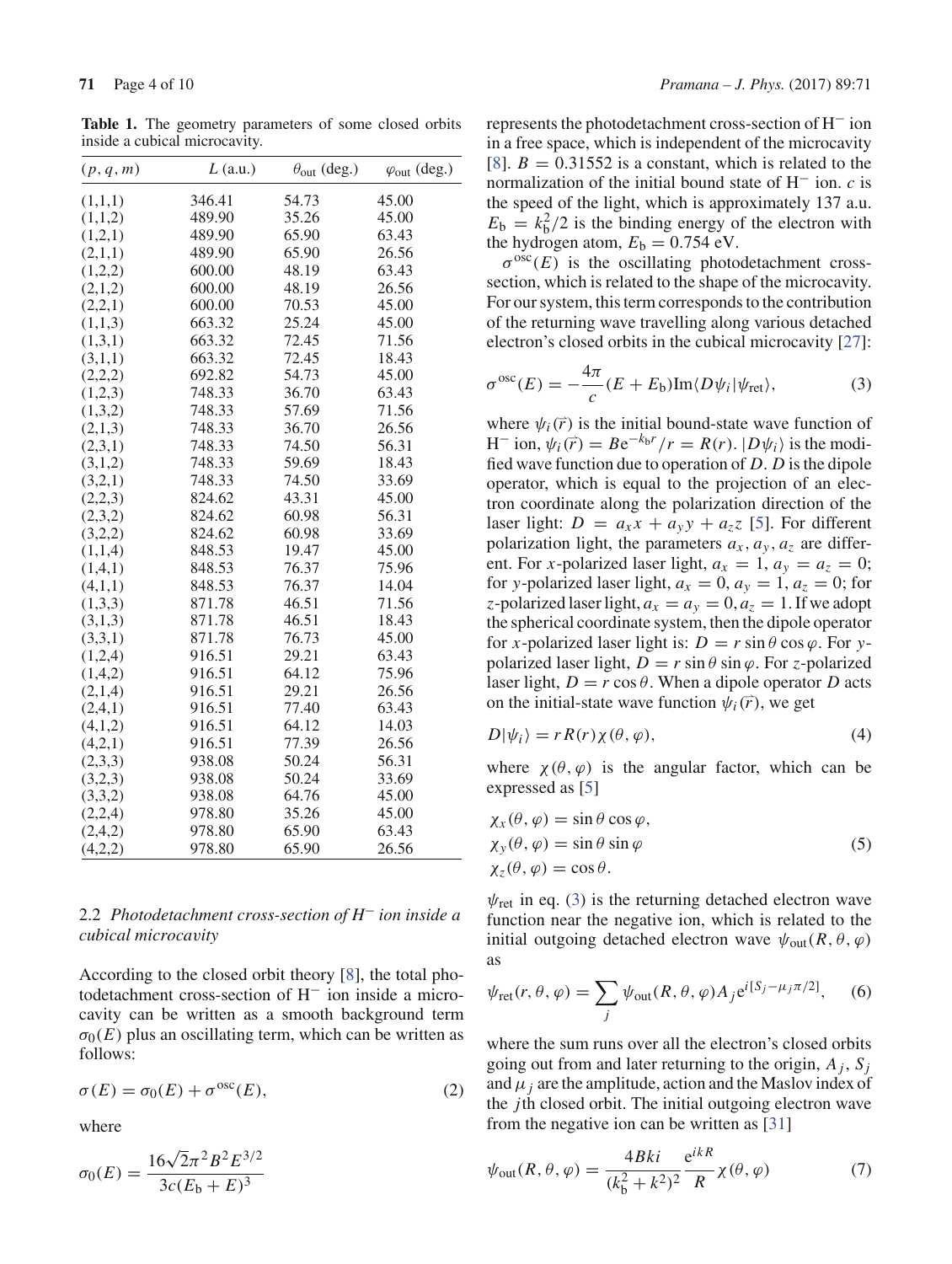**Table 1.** The geometry parameters of some closed orbits inside a cubical microcavity.

| $(p, q, m)$ | $L$ (a.u.) | $\theta_{\text{out}}$ (deg.) | $\varphi_{\text{out}}$ (deg.) |
|---|---|---|---|
| (1,1,1) | 346.41 | 54.73 | 45.00 |
| (1,1,2) | 489.90 | 35.26 | 45.00 |
| (1,2,1) | 489.90 | 65.90 | 63.43 |
| (2,1,1) | 489.90 | 65.90 | 26.56 |
| (1,2,2) | 600.00 | 48.19 | 63.43 |
| (2,1,2) | 600.00 | 48.19 | 26.56 |
| (2,2,1) | 600.00 | 70.53 | 45.00 |
| (1,1,3) | 663.32 | 25.24 | 45.00 |
| (1,3,1) | 663.32 | 72.45 | 71.56 |
| (3,1,1) | 663.32 | 72.45 | 18.43 |
| (2,2,2) | 692.82 | 54.73 | 45.00 |
| (1,2,3) | 748.33 | 36.70 | 63.43 |
| (1,3,2) | 748.33 | 57.69 | 71.56 |
| (2,1,3) | 748.33 | 36.70 | 26.56 |
| (2,3,1) | 748.33 | 74.50 | 56.31 |
| (3,1,2) | 748.33 | 59.69 | 18.43 |
| (3,2,1) | 748.33 | 74.50 | 33.69 |
| (2,2,3) | 824.62 | 43.31 | 45.00 |
| (2,3,2) | 824.62 | 60.98 | 56.31 |
| (3,2,2) | 824.62 | 60.98 | 33.69 |
| (1,1,4) | 848.53 | 19.47 | 45.00 |
| (1,4,1) | 848.53 | 76.37 | 75.96 |
| (4,1,1) | 848.53 | 76.37 | 14.04 |
| (1,3,3) | 871.78 | 46.51 | 71.56 |
| (3,1,3) | 871.78 | 46.51 | 18.43 |
| (3,3,1) | 871.78 | 76.73 | 45.00 |
| (1,2,4) | 916.51 | 29.21 | 63.43 |
| (1,4,2) | 916.51 | 64.12 | 75.96 |
| (2,1,4) | 916.51 | 29.21 | 26.56 |
| (2,4,1) | 916.51 | 77.40 | 63.43 |
| (4,1,2) | 916.51 | 64.12 | 14.03 |
| (4,2,1) | 916.51 | 77.39 | 26.56 |
| (2,3,3) | 938.08 | 50.24 | 56.31 |
| (3,2,3) | 938.08 | 50.24 | 33.69 |
| (3,3,2) | 938.08 | 64.76 | 45.00 |
| (2,2,4) | 978.80 | 35.26 | 45.00 |
| (2,4,2) | 978.80 | 65.90 | 63.43 |
| (4,2,2) | 978.80 | 65.90 | 26.56 |

### 2.2 *Photodetachment cross-section of $H^-$ ion inside a cubical microcavity*

According to the closed orbit theory [8], the total photodetachment cross-section of $H^-$ ion inside a microcavity can be written as a smooth background term $\sigma_0(E)$ plus an oscillating term, which can be written as follows:

$$\sigma(E) = \sigma_0(E) + \sigma^{\text{osc}}(E), \tag{2}$$

where

$$\sigma_0(E) = \frac{16\sqrt{2}\pi^2 B^2 E^{3/2}}{3c(E_{\text{b}} + E)^3}$$

represents the photodetachment cross-section of $H^-$ ion in a free space, which is independent of the microcavity [8]. $B = 0.31552$ is a constant, which is related to the normalization of the initial bound state of $H^-$ ion. $c$ is the speed of the light, which is approximately 137 a.u. $E_{\text{b}} = k_{\text{b}}^2/2$ is the binding energy of the electron with the hydrogen atom, $E_{\text{b}} = 0.754$ eV.

$\sigma^{\text{osc}}(E)$ is the oscillating photodetachment cross-section, which is related to the shape of the microcavity. For our system, this term corresponds to the contribution of the returning wave travelling along various detached electron's closed orbits in the cubical microcavity [27]:

$$\sigma^{\text{osc}}(E) = -\frac{4\pi}{c}(E + E_{\text{b}})\text{Im}\langle D\psi_i|\psi_{\text{ret}}\rangle, \tag{3}$$

where $\psi_i(\vec{r})$ is the initial bound-state wave function of $H^-$ ion, $\psi_i(\vec{r}) = B\text{e}^{-k_{\text{b}}r}/r = R(r)$. $|D\psi_i\rangle$ is the modified wave function due to operation of $D$. $D$ is the dipole operator, which is equal to the projection of an electron coordinate along the polarization direction of the laser light: $D = a_x x + a_y y + a_z z$ [5]. For different polarization light, the parameters $a_x, a_y, a_z$ are different. For $x$-polarized laser light, $a_x = 1, a_y = a_z = 0$; for $y$-polarized laser light, $a_x = 0, a_y = 1, a_z = 0$; for $z$-polarized laser light, $a_x = a_y = 0, a_z = 1$. If we adopt the spherical coordinate system, then the dipole operator for $x$-polarized laser light is: $D = r\sin\theta\cos\varphi$. For $y$-polarized laser light, $D = r\sin\theta\sin\varphi$. For $z$-polarized laser light, $D = r\cos\theta$. When a dipole operator $D$ acts on the initial-state wave function $\psi_i(\vec{r})$, we get

$$D|\psi_i\rangle = rR(r)\chi(\theta, \varphi), \tag{4}$$

where $\chi(\theta, \varphi)$ is the angular factor, which can be expressed as [5]

$$\begin{aligned}
\chi_x(\theta, \varphi) &= \sin\theta\cos\varphi, \\
\chi_y(\theta, \varphi) &= \sin\theta\sin\varphi \\
\chi_z(\theta, \varphi) &= \cos\theta.
\end{aligned} \tag{5}$$

$\psi_{\text{ret}}$ in eq. (3) is the returning detached electron wave function near the negative ion, which is related to the initial outgoing detached electron wave $\psi_{\text{out}}(R, \theta, \varphi)$ as

$$\psi_{\text{ret}}(r, \theta, \varphi) = \sum_j \psi_{\text{out}}(R, \theta, \varphi)A_j\text{e}^{i[S_j - \mu_j\pi/2]}, \tag{6}$$

where the sum runs over all the electron's closed orbits going out from and later returning to the origin, $A_j$, $S_j$ and $\mu_j$ are the amplitude, action and the Maslov index of the $j$th closed orbit. The initial outgoing electron wave from the negative ion can be written as [31]

$$\psi_{\text{out}}(R, \theta, \varphi) = \frac{4Bki}{(k_{\text{b}}^2 + k^2)^2}\frac{\text{e}^{ikR}}{R}\chi(\theta, \varphi) \tag{7}$$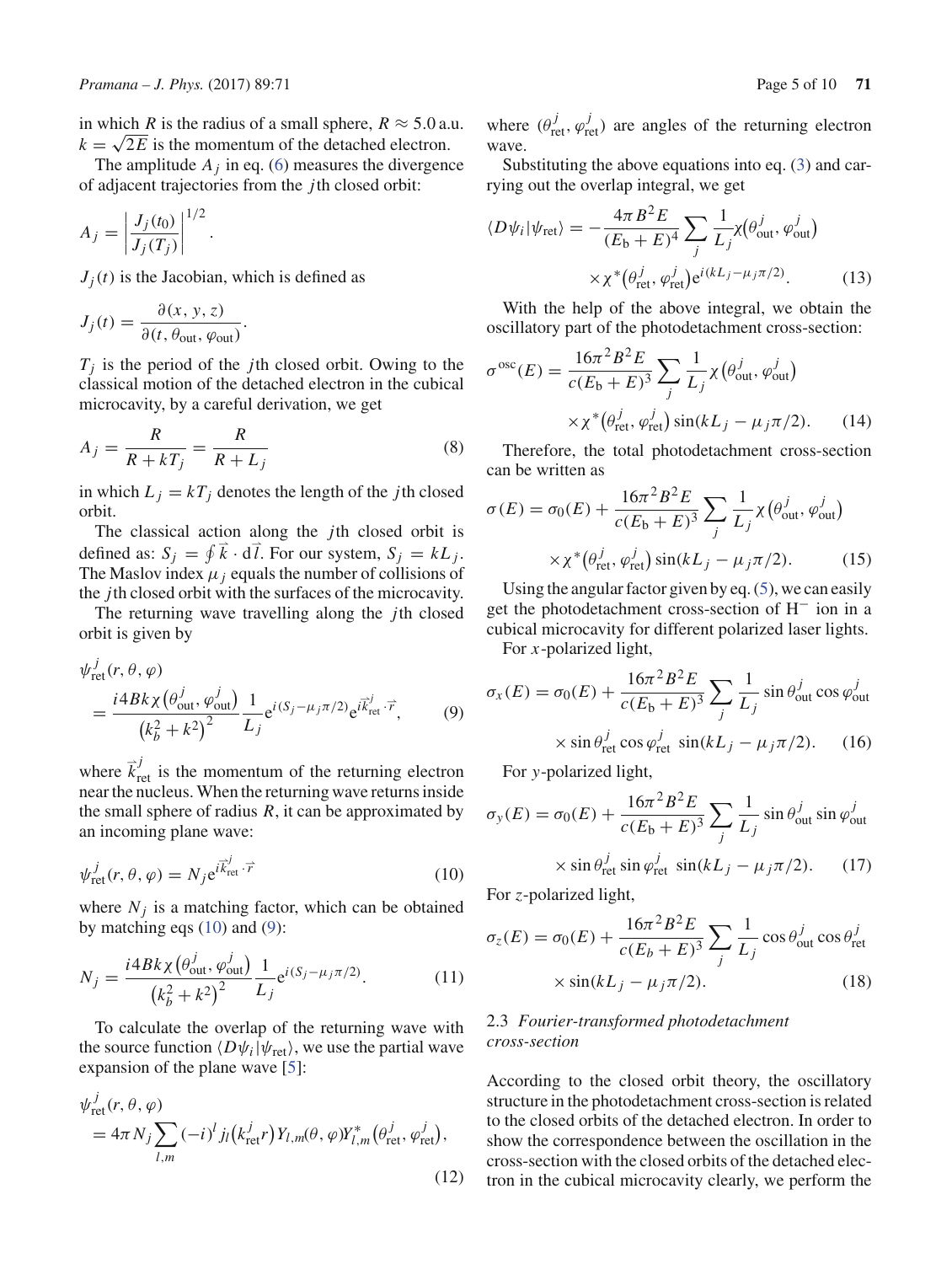in which $R$ is the radius of a small sphere, $R \approx 5.0$ a.u. $k = \sqrt{2E}$ is the momentum of the detached electron.

The amplitude $A_j$ in eq. (6) measures the divergence of adjacent trajectories from the $j$th closed orbit:

$$A_j = \left| \frac{J_j(t_0)}{J_j(T_j)} \right|^{1/2}.$$

$J_j(t)$ is the Jacobian, which is defined as

$$J_j(t) = \frac{\partial(x, y, z)}{\partial(t, \theta_{\text{out}}, \varphi_{\text{out}})}.$$

$T_j$ is the period of the $j$th closed orbit. Owing to the classical motion of the detached electron in the cubical microcavity, by a careful derivation, we get

$$A_j = \frac{R}{R + kT_j} = \frac{R}{R + L_j} \tag{8}$$

in which $L_j = kT_j$ denotes the length of the $j$th closed orbit.

The classical action along the $j$th closed orbit is defined as: $S_j = \oint \vec{k} \cdot \mathrm{d}\vec{l}$. For our system, $S_j = kL_j$. The Maslov index $\mu_j$ equals the number of collisions of the $j$th closed orbit with the surfaces of the microcavity.

The returning wave travelling along the $j$th closed orbit is given by

$$\psi_{\text{ret}}^j(r, \theta, \varphi) = \frac{i4Bk\chi\left(\theta_{\text{out}}^j, \varphi_{\text{out}}^j\right)}{\left(k_b^2 + k^2\right)^2} \frac{1}{L_j} \mathrm{e}^{i(S_j - \mu_j\pi/2)} \mathrm{e}^{i\vec{k}_{\text{ret}}^j \cdot \vec{r}}, \tag{9}$$

where $\vec{k}_{\text{ret}}^j$ is the momentum of the returning electron near the nucleus. When the returning wave returns inside the small sphere of radius $R$, it can be approximated by an incoming plane wave:

$$\psi_{\text{ret}}^j(r, \theta, \varphi) = N_j \mathrm{e}^{i\vec{k}_{\text{ret}}^j \cdot \vec{r}} \tag{10}$$

where $N_j$ is a matching factor, which can be obtained by matching eqs (10) and (9):

$$N_j = \frac{i4Bk\chi\left(\theta_{\text{out}}^j, \varphi_{\text{out}}^j\right)}{\left(k_b^2 + k^2\right)^2} \frac{1}{L_j} \mathrm{e}^{i(S_j - \mu_j\pi/2)}. \tag{11}$$

To calculate the overlap of the returning wave with the source function $\langle D\psi_i | \psi_{\text{ret}} \rangle$, we use the partial wave expansion of the plane wave [5]:

$$\psi_{\text{ret}}^j(r, \theta, \varphi) = 4\pi N_j \sum_{l,m} (-i)^l j_l\left(k_{\text{ret}}^j r\right) Y_{l,m}(\theta, \varphi) Y_{l,m}^*\left(\theta_{\text{ret}}^j, \varphi_{\text{ret}}^j\right), \tag{12}$$

where $(\theta_{\text{ret}}^j, \varphi_{\text{ret}}^j)$ are angles of the returning electron wave.

Substituting the above equations into eq. (3) and carrying out the overlap integral, we get

$$\langle D\psi_i | \psi_{\text{ret}} \rangle = -\frac{4\pi B^2 E}{(E_{\text{b}} + E)^4} \sum_j \frac{1}{L_j} \chi\left(\theta_{\text{out}}^j, \varphi_{\text{out}}^j\right) \times \chi^*\left(\theta_{\text{ret}}^j, \varphi_{\text{ret}}^j\right) \mathrm{e}^{i(kL_j - \mu_j\pi/2)}. \tag{13}$$

With the help of the above integral, we obtain the oscillatory part of the photodetachment cross-section:

$$\sigma^{\text{osc}}(E) = \frac{16\pi^2 B^2 E}{c(E_{\text{b}} + E)^3} \sum_j \frac{1}{L_j} \chi\left(\theta_{\text{out}}^j, \varphi_{\text{out}}^j\right) \times \chi^*\left(\theta_{\text{ret}}^j, \varphi_{\text{ret}}^j\right) \sin(kL_j - \mu_j\pi/2). \tag{14}$$

Therefore, the total photodetachment cross-section can be written as

$$\sigma(E) = \sigma_0(E) + \frac{16\pi^2 B^2 E}{c(E_{\text{b}} + E)^3} \sum_j \frac{1}{L_j} \chi\left(\theta_{\text{out}}^j, \varphi_{\text{out}}^j\right) \times \chi^*\left(\theta_{\text{ret}}^j, \varphi_{\text{ret}}^j\right) \sin(kL_j - \mu_j\pi/2). \tag{15}$$

Using the angular factor given by eq. (5), we can easily get the photodetachment cross-section of $H^-$ ion in a cubical microcavity for different polarized laser lights.

For $x$-polarized light,

$$\sigma_x(E) = \sigma_0(E) + \frac{16\pi^2 B^2 E}{c(E_{\text{b}} + E)^3} \sum_j \frac{1}{L_j} \sin\theta_{\text{out}}^j \cos\varphi_{\text{out}}^j \times \sin\theta_{\text{ret}}^j \cos\varphi_{\text{ret}}^j \, \sin(kL_j - \mu_j\pi/2). \tag{16}$$

For $y$-polarized light,

$$\sigma_y(E) = \sigma_0(E) + \frac{16\pi^2 B^2 E}{c(E_{\text{b}} + E)^3} \sum_j \frac{1}{L_j} \sin\theta_{\text{out}}^j \sin\varphi_{\text{out}}^j \times \sin\theta_{\text{ret}}^j \sin\varphi_{\text{ret}}^j \, \sin(kL_j - \mu_j\pi/2). \tag{17}$$

For $z$-polarized light,

$$\sigma_z(E) = \sigma_0(E) + \frac{16\pi^2 B^2 E}{c(E_b + E)^3} \sum_j \frac{1}{L_j} \cos\theta_{\text{out}}^j \cos\theta_{\text{ret}}^j \times \sin(kL_j - \mu_j\pi/2). \tag{18}$$

### 2.3 *Fourier-transformed photodetachment cross-section*

According to the closed orbit theory, the oscillatory structure in the photodetachment cross-section is related to the closed orbits of the detached electron. In order to show the correspondence between the oscillation in the cross-section with the closed orbits of the detached electron in the cubical microcavity clearly, we perform the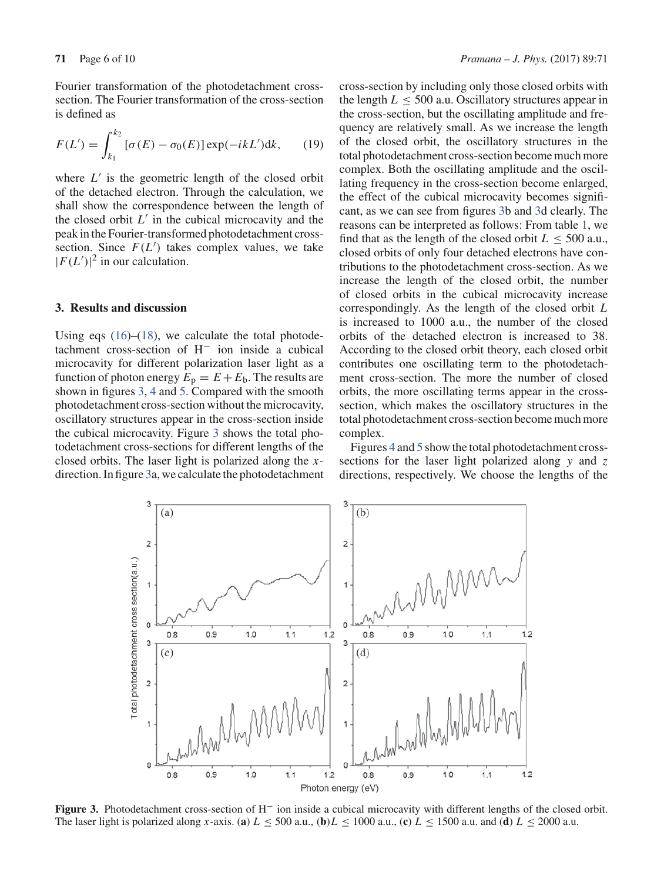Fourier transformation of the photodetachment cross-section. The Fourier transformation of the cross-section is defined as

$$F(L') = \int_{k_1}^{k_2} [\sigma(E) - \sigma_0(E)] \exp(-ikL')\mathrm{d}k, \tag{19}$$

where $L'$ is the geometric length of the closed orbit of the detached electron. Through the calculation, we shall show the correspondence between the length of the closed orbit $L'$ in the cubical microcavity and the peak in the Fourier-transformed photodetachment cross-section. Since $F(L')$ takes complex values, we take $|F(L')|^2$ in our calculation.

## 3. Results and discussion

Using eqs (16)–(18), we calculate the total photodetachment cross-section of $H^-$ ion inside a cubical microcavity for different polarization laser light as a function of photon energy $E_\mathrm{p} = E + E_\mathrm{b}$. The results are shown in figures 3, 4 and 5. Compared with the smooth photodetachment cross-section without the microcavity, oscillatory structures appear in the cross-section inside the cubical microcavity. Figure 3 shows the total photodetachment cross-sections for different lengths of the closed orbits. The laser light is polarized along the $x$-direction. In figure 3a, we calculate the photodetachment cross-section by including only those closed orbits with the length $L \leq 500$ a.u. Oscillatory structures appear in the cross-section, but the oscillating amplitude and frequency are relatively small. As we increase the length of the closed orbit, the oscillatory structures in the total photodetachment cross-section become much more complex. Both the oscillating amplitude and the oscillating frequency in the cross-section become enlarged, the effect of the cubical microcavity becomes significant, as we can see from figures 3b and 3d clearly. The reasons can be interpreted as follows: From table 1, we find that as the length of the closed orbit $L \leq 500$ a.u., closed orbits of only four detached electrons have contributions to the photodetachment cross-section. As we increase the length of the closed orbit, the number of closed orbits in the cubical microcavity increase correspondingly. As the length of the closed orbit $L$ is increased to 1000 a.u., the number of the closed orbits of the detached electron is increased to 38. According to the closed orbit theory, each closed orbit contributes one oscillating term to the photodetachment cross-section. The more the number of closed orbits, the more oscillating terms appear in the cross-section, which makes the oscillatory structures in the total photodetachment cross-section become much more complex.

Figures 4 and 5 show the total photodetachment cross-sections for the laser light polarized along $y$ and $z$ directions, respectively. We choose the lengths of the

**Figure 3.** Photodetachment cross-section of $H^-$ ion inside a cubical microcavity with different lengths of the closed orbit. The laser light is polarized along $x$-axis. (**a**) $L \leq 500$ a.u., (**b**) $L \leq 1000$ a.u., (**c**) $L \leq 1500$ a.u. and (**d**) $L \leq 2000$ a.u.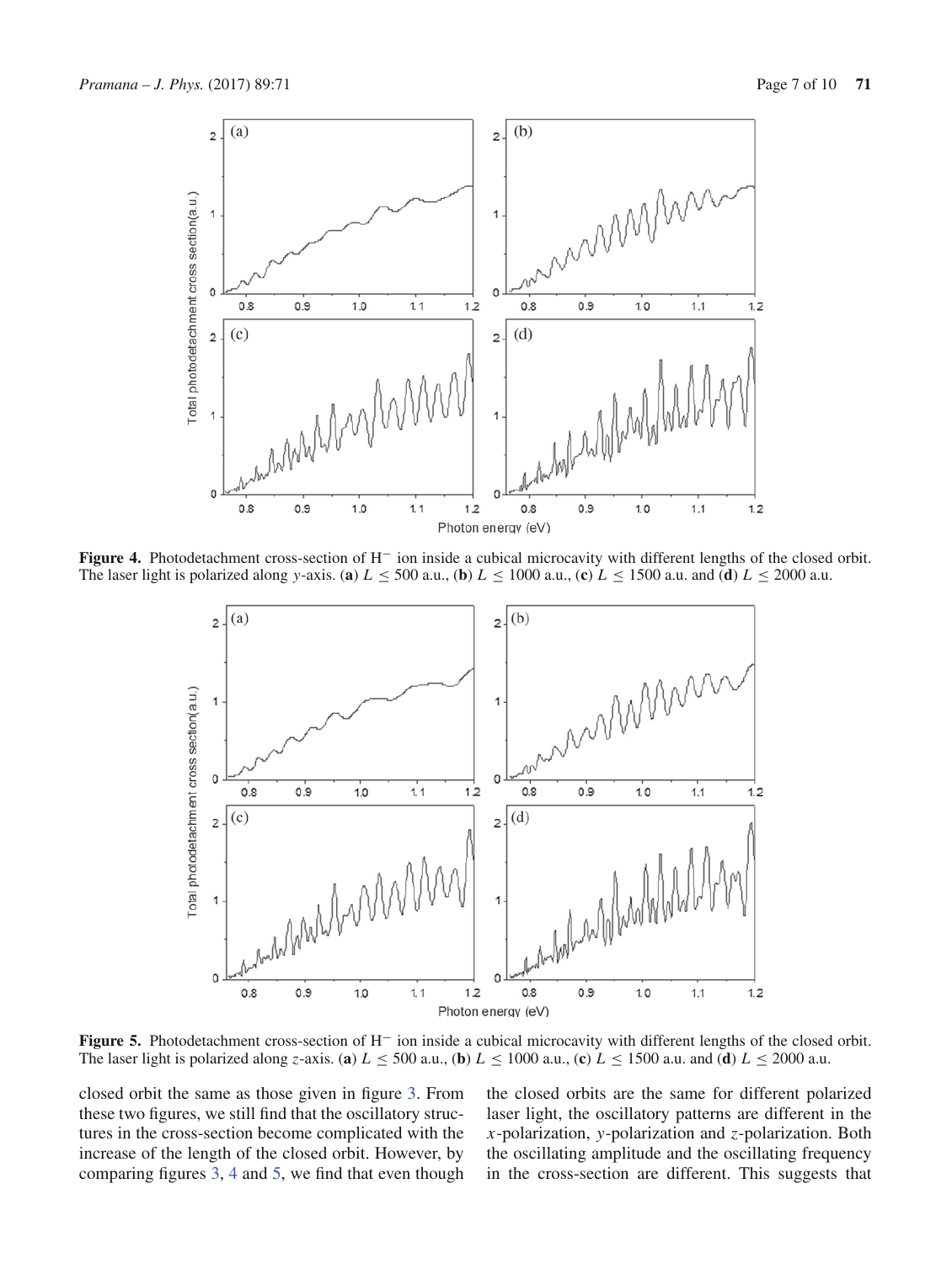**Figure 4.** Photodetachment cross-section of $H^-$ ion inside a cubical microcavity with different lengths of the closed orbit. The laser light is polarized along $y$-axis. (**a**) $L \leq 500$ a.u., (**b**) $L \leq 1000$ a.u., (**c**) $L \leq 1500$ a.u. and (**d**) $L \leq 2000$ a.u.

**Figure 5.** Photodetachment cross-section of $H^-$ ion inside a cubical microcavity with different lengths of the closed orbit. The laser light is polarized along $z$-axis. (**a**) $L \leq 500$ a.u., (**b**) $L \leq 1000$ a.u., (**c**) $L \leq 1500$ a.u. and (**d**) $L \leq 2000$ a.u.

closed orbit the same as those given in figure 3. From these two figures, we still find that the oscillatory structures in the cross-section become complicated with the increase of the length of the closed orbit. However, by comparing figures 3, 4 and 5, we find that even though the closed orbits are the same for different polarized laser light, the oscillatory patterns are different in the $x$-polarization, $y$-polarization and $z$-polarization. Both the oscillating amplitude and the oscillating frequency in the cross-section are different. This suggests that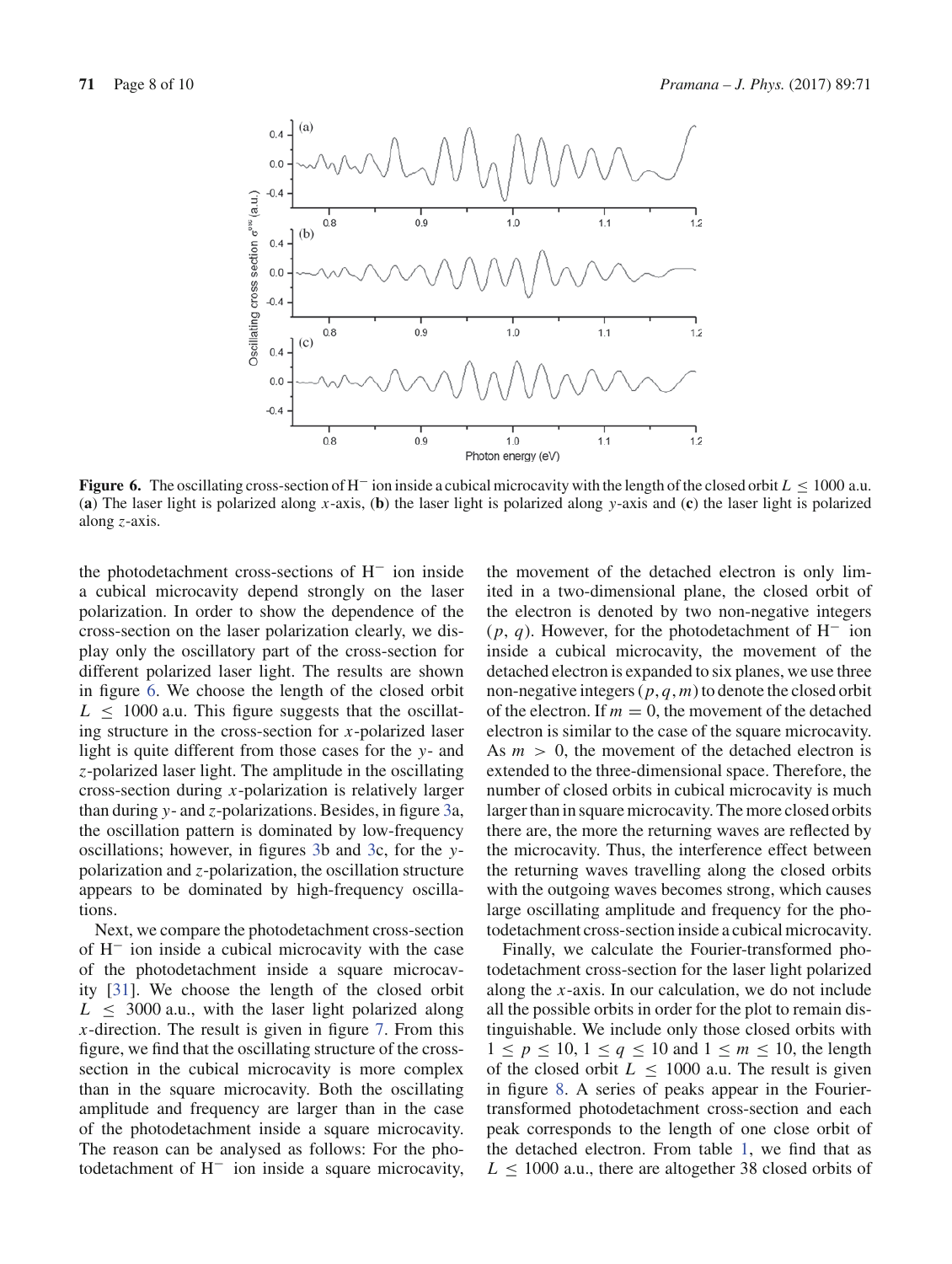**Figure 6.** The oscillating cross-section of $H^-$ ion inside a cubical microcavity with the length of the closed orbit $L \leq 1000$ a.u. (**a**) The laser light is polarized along $x$-axis, (**b**) the laser light is polarized along $y$-axis and (**c**) the laser light is polarized along $z$-axis.

the photodetachment cross-sections of $H^-$ ion inside a cubical microcavity depend strongly on the laser polarization. In order to show the dependence of the cross-section on the laser polarization clearly, we display only the oscillatory part of the cross-section for different polarized laser light. The results are shown in figure 6. We choose the length of the closed orbit $L \leq 1000$ a.u. This figure suggests that the oscillating structure in the cross-section for $x$-polarized laser light is quite different from those cases for the $y$- and $z$-polarized laser light. The amplitude in the oscillating cross-section during $x$-polarization is relatively larger than during $y$- and $z$-polarizations. Besides, in figure 3a, the oscillation pattern is dominated by low-frequency oscillations; however, in figures 3b and 3c, for the $y$-polarization and $z$-polarization, the oscillation structure appears to be dominated by high-frequency oscillations.

Next, we compare the photodetachment cross-section of $H^-$ ion inside a cubical microcavity with the case of the photodetachment inside a square microcavity [31]. We choose the length of the closed orbit $L \leq 3000$ a.u., with the laser light polarized along $x$-direction. The result is given in figure 7. From this figure, we find that the oscillating structure of the cross-section in the cubical microcavity is more complex than in the square microcavity. Both the oscillating amplitude and frequency are larger than in the case of the photodetachment inside a square microcavity. The reason can be analysed as follows: For the photodetachment of $H^-$ ion inside a square microcavity, the movement of the detached electron is only limited in a two-dimensional plane, the closed orbit of the electron is denoted by two non-negative integers $(p, q)$. However, for the photodetachment of $H^-$ ion inside a cubical microcavity, the movement of the detached electron is expanded to six planes, we use three non-negative integers $(p, q, m)$ to denote the closed orbit of the electron. If $m = 0$, the movement of the detached electron is similar to the case of the square microcavity. As $m > 0$, the movement of the detached electron is extended to the three-dimensional space. Therefore, the number of closed orbits in cubical microcavity is much larger than in square microcavity. The more closed orbits there are, the more the returning waves are reflected by the microcavity. Thus, the interference effect between the returning waves travelling along the closed orbits with the outgoing waves becomes strong, which causes large oscillating amplitude and frequency for the photodetachment cross-section inside a cubical microcavity.

Finally, we calculate the Fourier-transformed photodetachment cross-section for the laser light polarized along the $x$-axis. In our calculation, we do not include all the possible orbits in order for the plot to remain distinguishable. We include only those closed orbits with $1 \leq p \leq 10$, $1 \leq q \leq 10$ and $1 \leq m \leq 10$, the length of the closed orbit $L \leq 1000$ a.u. The result is given in figure 8. A series of peaks appear in the Fourier-transformed photodetachment cross-section and each peak corresponds to the length of one close orbit of the detached electron. From table 1, we find that as $L \leq 1000$ a.u., there are altogether 38 closed orbits of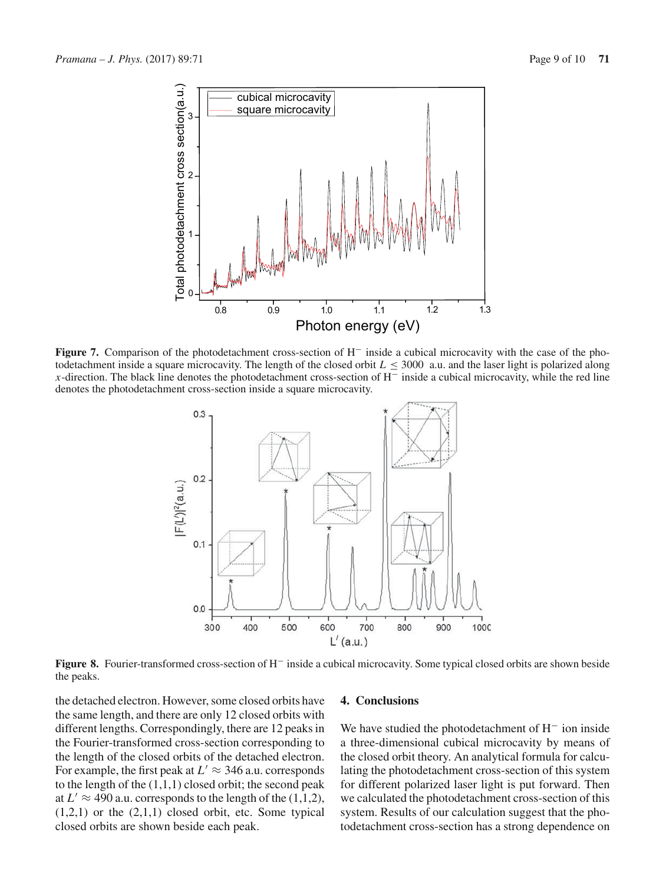**Figure 7.** Comparison of the photodetachment cross-section of $H^-$ inside a cubical microcavity with the case of the photodetachment inside a square microcavity. The length of the closed orbit $L \leq 3000$ a.u. and the laser light is polarized along $x$-direction. The black line denotes the photodetachment cross-section of $H^-$ inside a cubical microcavity, while the red line denotes the photodetachment cross-section inside a square microcavity.

**Figure 8.** Fourier-transformed cross-section of $H^-$ inside a cubical microcavity. Some typical closed orbits are shown beside the peaks.

the detached electron. However, some closed orbits have the same length, and there are only 12 closed orbits with different lengths. Correspondingly, there are 12 peaks in the Fourier-transformed cross-section corresponding to the length of the closed orbits of the detached electron. For example, the first peak at $L' \approx 346$ a.u. corresponds to the length of the (1,1,1) closed orbit; the second peak at $L' \approx 490$ a.u. corresponds to the length of the (1,1,2), (1,2,1) or the (2,1,1) closed orbit, etc. Some typical closed orbits are shown beside each peak.

## 4. Conclusions

We have studied the photodetachment of $H^-$ ion inside a three-dimensional cubical microcavity by means of the closed orbit theory. An analytical formula for calculating the photodetachment cross-section of this system for different polarized laser light is put forward. Then we calculated the photodetachment cross-section of this system. Results of our calculation suggest that the photodetachment cross-section has a strong dependence on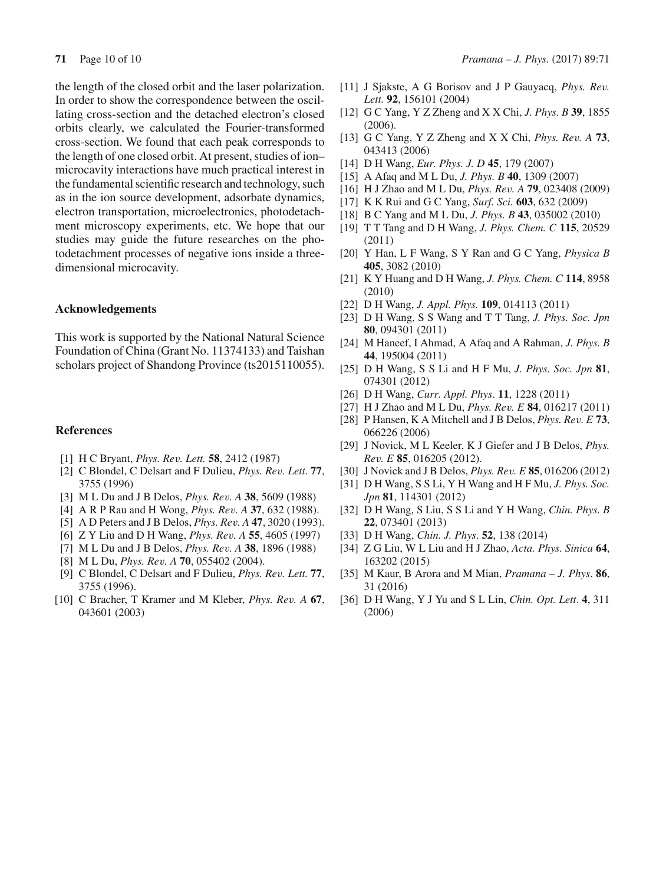the length of the closed orbit and the laser polarization. In order to show the correspondence between the oscillating cross-section and the detached electron's closed orbits clearly, we calculated the Fourier-transformed cross-section. We found that each peak corresponds to the length of one closed orbit. At present, studies of ion–microcavity interactions have much practical interest in the fundamental scientific research and technology, such as in the ion source development, adsorbate dynamics, electron transportation, microelectronics, photodetachment microscopy experiments, etc. We hope that our studies may guide the future researches on the photodetachment processes of negative ions inside a three-dimensional microcavity.

## Acknowledgements

This work is supported by the National Natural Science Foundation of China (Grant No. 11374133) and Taishan scholars project of Shandong Province (ts2015110055).

## References

[1] H C Bryant, *Phys. Rev. Lett.* **58**, 2412 (1987)
[2] C Blondel, C Delsart and F Dulieu, *Phys. Rev. Lett*. **77**, 3755 (1996)
[3] M L Du and J B Delos, *Phys. Rev. A* **38**, 5609 (1988)
[4] A R P Rau and H Wong, *Phys. Rev. A* **37**, 632 (1988).
[5] A D Peters and J B Delos, *Phys. Rev. A* **47**, 3020 (1993).
[6] Z Y Liu and D H Wang, *Phys. Rev. A* **55**, 4605 (1997)
[7] M L Du and J B Delos, *Phys. Rev. A* **38**, 1896 (1988)
[8] M L Du, *Phys. Rev. A* **70**, 055402 (2004).
[9] C Blondel, C Delsart and F Dulieu, *Phys. Rev. Lett.* **77**, 3755 (1996).
[10] C Bracher, T Kramer and M Kleber, *Phys. Rev. A* **67**, 043601 (2003)
[11] J Sjakste, A G Borisov and J P Gauyacq, *Phys. Rev. Lett.* **92**, 156101 (2004)
[12] G C Yang, Y Z Zheng and X X Chi, *J. Phys. B* **39**, 1855 (2006).
[13] G C Yang, Y Z Zheng and X X Chi, *Phys. Rev. A* **73**, 043413 (2006)
[14] D H Wang, *Eur. Phys. J. D* **45**, 179 (2007)
[15] A Afaq and M L Du, *J. Phys. B* **40**, 1309 (2007)
[16] H J Zhao and M L Du, *Phys. Rev. A* **79**, 023408 (2009)
[17] K K Rui and G C Yang, *Surf. Sci.* **603**, 632 (2009)
[18] B C Yang and M L Du, *J. Phys. B* **43**, 035002 (2010)
[19] T T Tang and D H Wang, *J. Phys. Chem. C* **115**, 20529 (2011)
[20] Y Han, L F Wang, S Y Ran and G C Yang, *Physica B* **405**, 3082 (2010)
[21] K Y Huang and D H Wang, *J. Phys. Chem. C* **114**, 8958 (2010)
[22] D H Wang, *J. Appl. Phys.* **109**, 014113 (2011)
[23] D H Wang, S S Wang and T T Tang, *J. Phys. Soc. Jpn* **80**, 094301 (2011)
[24] M Haneef, I Ahmad, A Afaq and A Rahman, *J. Phys. B* **44**, 195004 (2011)
[25] D H Wang, S S Li and H F Mu, *J. Phys. Soc. Jpn* **81**, 074301 (2012)
[26] D H Wang, *Curr. Appl. Phys*. **11**, 1228 (2011)
[27] H J Zhao and M L Du, *Phys. Rev. E* **84**, 016217 (2011)
[28] P Hansen, K A Mitchell and J B Delos, *Phys. Rev. E* **73**, 066226 (2006)
[29] J Novick, M L Keeler, K J Giefer and J B Delos, *Phys. Rev. E* **85**, 016205 (2012).
[30] J Novick and J B Delos, *Phys. Rev. E* **85**, 016206 (2012)
[31] D H Wang, S S Li, Y H Wang and H F Mu, *J. Phys. Soc. Jpn* **81**, 114301 (2012)
[32] D H Wang, S Liu, S S Li and Y H Wang, *Chin. Phys. B* **22**, 073401 (2013)
[33] D H Wang, *Chin. J. Phys*. **52**, 138 (2014)
[34] Z G Liu, W L Liu and H J Zhao, *Acta. Phys. Sinica* **64**, 163202 (2015)
[35] M Kaur, B Arora and M Mian, *Pramana – J. Phys*. **86**, 31 (2016)
[36] D H Wang, Y J Yu and S L Lin, *Chin. Opt. Lett*. **4**, 311 (2006)